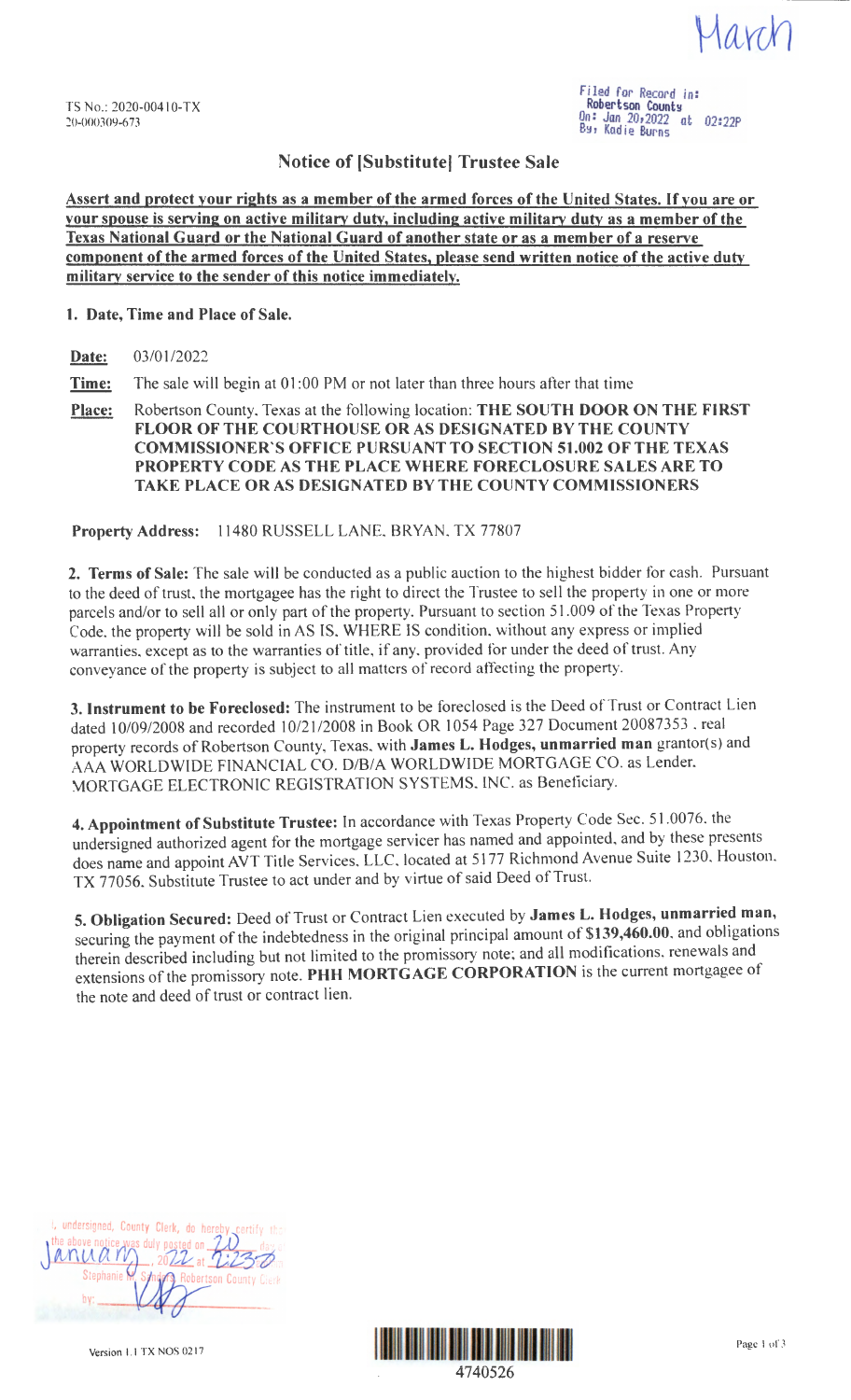March

TS No.: 2020-00410-TX
20-000309-673

Filed for Record in:
Robertson County
On: Jan 20, 2022 at 02:22P
By: Kadie Burns

## Notice of [Substitute] Trustee Sale

**Assert and protect your rights as a member of the armed forces of the United States. If you are or your spouse is serving on active military duty, including active military duty as a member of the Texas National Guard or the National Guard of another state or as a member of a reserve component of the armed forces of the United States, please send written notice of the active duty military service to the sender of this notice immediately.**

**1. Date, Time and Place of Sale.**

**Date:** 03/01/2022

**Time:** The sale will begin at 01:00 PM or not later than three hours after that time

**Place:** Robertson County, Texas at the following location: **THE SOUTH DOOR ON THE FIRST FLOOR OF THE COURTHOUSE OR AS DESIGNATED BY THE COUNTY COMMISSIONER'S OFFICE PURSUANT TO SECTION 51.002 OF THE TEXAS PROPERTY CODE AS THE PLACE WHERE FORECLOSURE SALES ARE TO TAKE PLACE OR AS DESIGNATED BY THE COUNTY COMMISSIONERS**

**Property Address:** 11480 RUSSELL LANE, BRYAN, TX 77807

**2. Terms of Sale:** The sale will be conducted as a public auction to the highest bidder for cash. Pursuant to the deed of trust, the mortgagee has the right to direct the Trustee to sell the property in one or more parcels and/or to sell all or only part of the property. Pursuant to section 51.009 of the Texas Property Code, the property will be sold in AS IS, WHERE IS condition, without any express or implied warranties, except as to the warranties of title, if any, provided for under the deed of trust. Any conveyance of the property is subject to all matters of record affecting the property.

**3. Instrument to be Foreclosed:** The instrument to be foreclosed is the Deed of Trust or Contract Lien dated 10/09/2008 and recorded 10/21/2008 in Book OR 1054 Page 327 Document 20087353 , real property records of Robertson County, Texas, with **James L. Hodges, unmarried man** grantor(s) and AAA WORLDWIDE FINANCIAL CO. D/B/A WORLDWIDE MORTGAGE CO. as Lender, MORTGAGE ELECTRONIC REGISTRATION SYSTEMS, INC. as Beneficiary.

**4. Appointment of Substitute Trustee:** In accordance with Texas Property Code Sec. 51.0076, the undersigned authorized agent for the mortgage servicer has named and appointed, and by these presents does name and appoint AVT Title Services, LLC, located at 5177 Richmond Avenue Suite 1230, Houston, TX 77056. Substitute Trustee to act under and by virtue of said Deed of Trust.

**5. Obligation Secured:** Deed of Trust or Contract Lien executed by **James L. Hodges, unmarried man,** securing the payment of the indebtedness in the original principal amount of **$139,460.00**, and obligations therein described including but not limited to the promissory note; and all modifications, renewals and extensions of the promissory note. **PHH MORTGAGE CORPORATION** is the current mortgagee of the note and deed of trust or contract lien.

I, undersigned, County Clerk, do hereby certify that the above notice was duly posted on 20 day of January, 2022 at 2:23 P
Stephanie M. Sanders, Robertson County Clerk
by: [signature]

Version 1.1 TX NOS 0217

4740526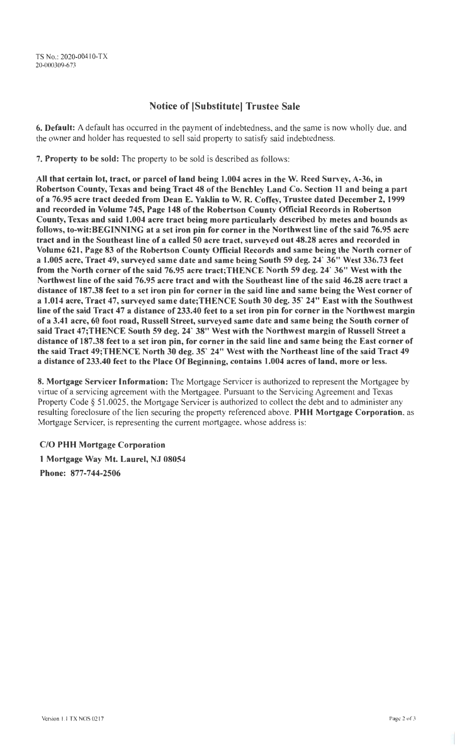TS No.: 2020-00410-TX
20-000309-673

## Notice of [Substitute] Trustee Sale

**6. Default:** A default has occurred in the payment of indebtedness, and the same is now wholly due, and the owner and holder has requested to sell said property to satisfy said indebtedness.

**7. Property to be sold:** The property to be sold is described as follows:

**All that certain lot, tract, or parcel of land being 1.004 acres in the W. Reed Survey, A-36, in Robertson County, Texas and being Tract 48 of the Benchley Land Co. Section 11 and being a part of a 76.95 acre tract deeded from Dean E. Yaklin to W. R. Coffey, Trustee dated December 2, 1999 and recorded in Volume 745, Page 148 of the Robertson County Official Records in Robertson County, Texas and said 1.004 acre tract being more particularly described by metes and bounds as follows, to-wit:BEGINNING at a set iron pin for corner in the Northwest line of the said 76.95 acre tract and in the Southeast line of a called 50 acre tract, surveyed out 48.28 acres and recorded in Volume 621, Page 83 of the Robertson County Official Records and same being the North corner of a 1.005 acre, Tract 49, surveyed same date and same being South 59 deg. 24` 36" West 336.73 feet from the North corner of the said 76.95 acre tract;THENCE North 59 deg. 24` 36" West with the Northwest line of the said 76.95 acre tract and with the Southeast line of the said 46.28 acre tract a distance of 187.38 feet to a set iron pin for corner in the said line and same being the West corner of a 1.014 acre, Tract 47, surveyed same date;THENCE South 30 deg. 35` 24" East with the Southwest line of the said Tract 47 a distance of 233.40 feet to a set iron pin for corner in the Northwest margin of a 3.41 acre, 60 foot road, Russell Street, surveyed same date and same being the South corner of said Tract 47;THENCE South 59 deg. 24` 38" West with the Northwest margin of Russell Street a distance of 187.38 feet to a set iron pin, for corner in the said line and same being the East corner of the said Tract 49;THENCE North 30 deg. 35` 24" West with the Northeast line of the said Tract 49 a distance of 233.40 feet to the Place Of Beginning, contains 1.004 acres of land, more or less.**

**8. Mortgage Servicer Information:** The Mortgage Servicer is authorized to represent the Mortgagee by virtue of a servicing agreement with the Mortgagee. Pursuant to the Servicing Agreement and Texas Property Code § 51.0025, the Mortgage Servicer is authorized to collect the debt and to administer any resulting foreclosure of the lien securing the property referenced above. **PHH Mortgage Corporation**, as Mortgage Servicer, is representing the current mortgagee, whose address is:

**C/O PHH Mortgage Corporation**

**1 Mortgage Way Mt. Laurel, NJ 08054**

**Phone: 877-744-2506**

Version 1.1 TX NOS 0217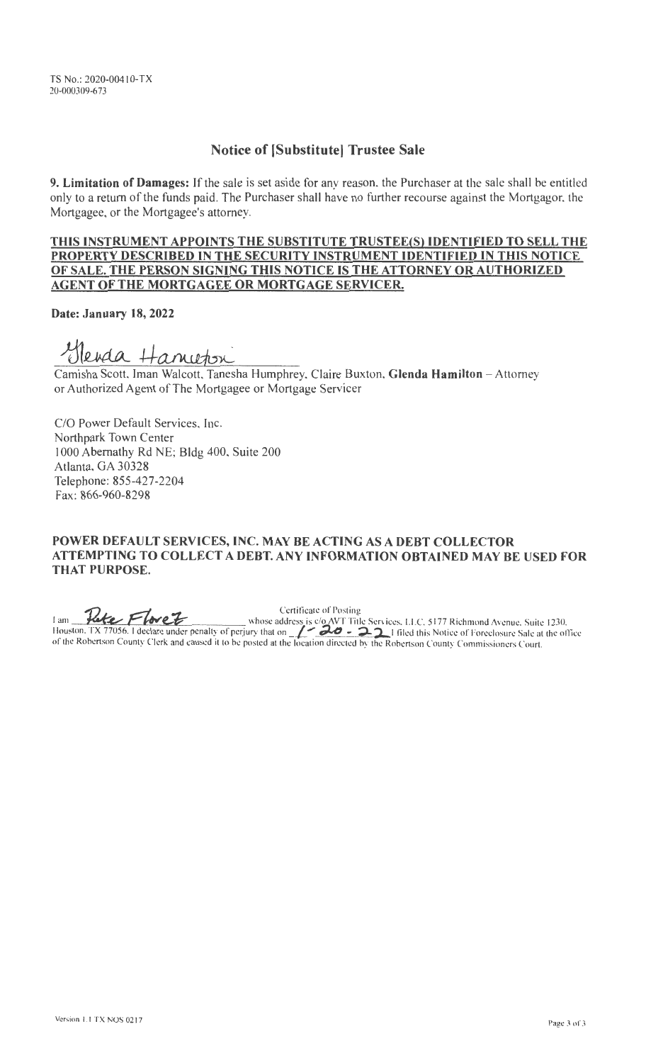TS No.: 2020-00410-TX
20-000309-673

## Notice of [Substitute] Trustee Sale

**9. Limitation of Damages:** If the sale is set aside for any reason, the Purchaser at the sale shall be entitled only to a return of the funds paid. The Purchaser shall have no further recourse against the Mortgagor, the Mortgagee, or the Mortgagee's attorney.

**THIS INSTRUMENT APPOINTS THE SUBSTITUTE TRUSTEE(S) IDENTIFIED TO SELL THE PROPERTY DESCRIBED IN THE SECURITY INSTRUMENT IDENTIFIED IN THIS NOTICE OF SALE. THE PERSON SIGNING THIS NOTICE IS THE ATTORNEY OR AUTHORIZED AGENT OF THE MORTGAGEE OR MORTGAGE SERVICER.**

**Date: January 18, 2022**

Glenda Hamilton

Camisha Scott, Iman Walcott, Tanesha Humphrey, Claire Buxton, **Glenda Hamilton** – Attorney or Authorized Agent of The Mortgagee or Mortgage Servicer

C/O Power Default Services, Inc.
Northpark Town Center
1000 Abernathy Rd NE; Bldg 400, Suite 200
Atlanta, GA 30328
Telephone: 855-427-2204
Fax: 866-960-8298

**POWER DEFAULT SERVICES, INC. MAY BE ACTING AS A DEBT COLLECTOR ATTEMPTING TO COLLECT A DEBT. ANY INFORMATION OBTAINED MAY BE USED FOR THAT PURPOSE.**

Certificate of Posting

I am Pete Florez whose address is c/o AVT Title Services, LLC, 5177 Richmond Avenue, Suite 1230, Houston, TX 77056. I declare under penalty of perjury that on 1-20-22 I filed this Notice of Foreclosure Sale at the office of the Robertson County Clerk and caused it to be posted at the location directed by the Robertson County Commissioners Court.

Version 1.1 TX NOS 0217